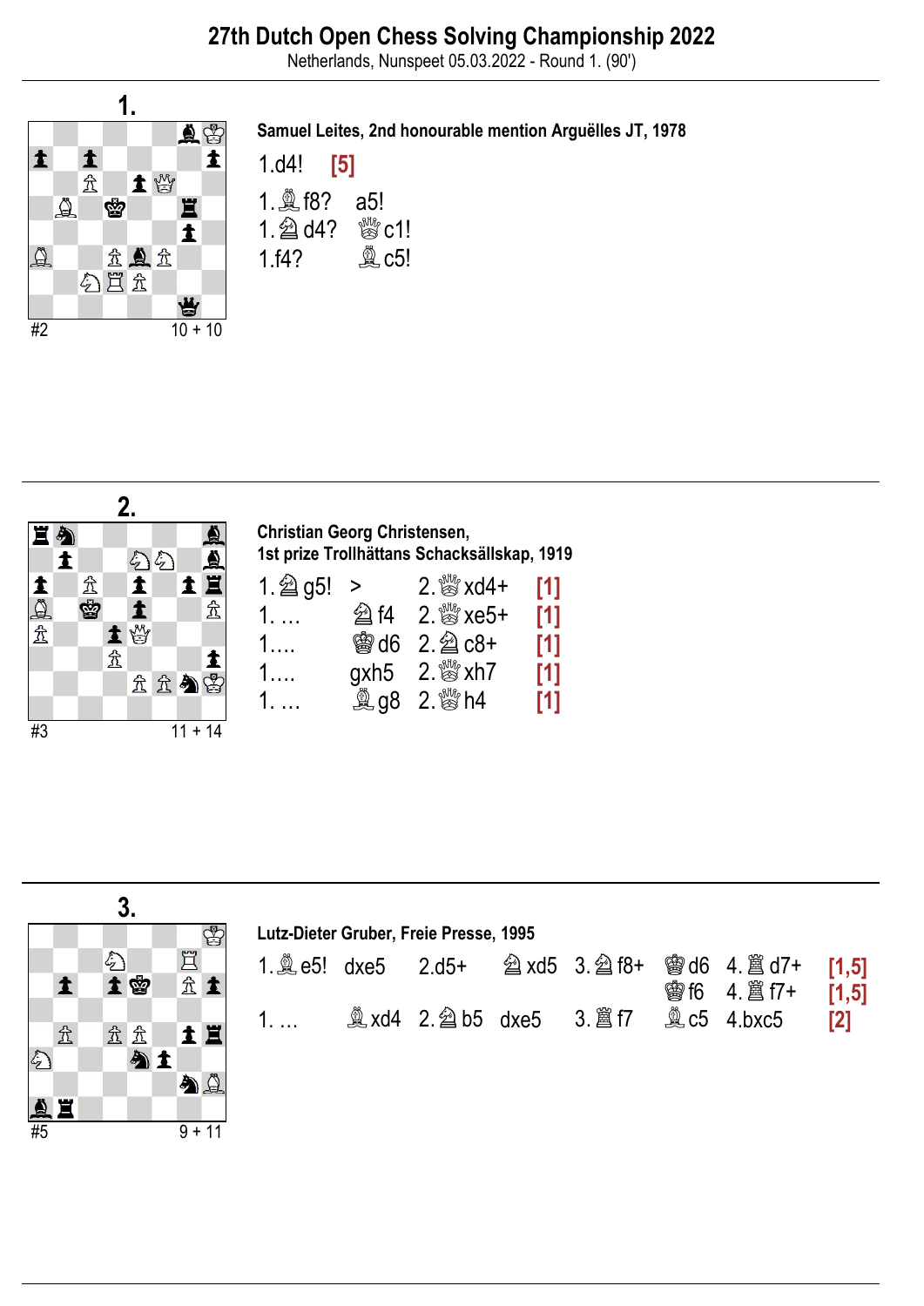# 27th Dutch Open Chess Solving Championship 2022

Netherlands, Nunspeet 05.03.2022 - Round 1. (90')

## 1.

#2 — 10 + 10

**Samuel Leites, 2nd honourable mention Argüelles JT, 1978**

1.d4! **[5]**

1.♗f8? a5!
1.♘d4? ♕c1!
1.f4? ♗c5!

## 2.

#3 — 11 + 14

**Christian Georg Christensen, 1st prize Trollhättans Schacksällskap, 1919**

| | | | |
|---|---|---|---|
| 1.♗g5! | > | 2.♕xd4+ | [1] |
| 1. … | ♘f4 | 2.♕xe5+ | [1] |
| 1.… | ♔d6 | 2.♘c8+ | [1] |
| 1.… | gxh5 | 2.♕xh7 | [1] |
| 1. … | ♗g8 | 2.♕h4 | [1] |

## 3.

#5 — 9 + 11

**Lutz-Dieter Gruber, Freie Presse, 1995**

| | | | | | | | |
|---|---|---|---|---|---|---|---|
| 1.♗e5! | dxe5 | 2.d5+ | ♘xd5 | 3.♘f8+ | ♔d6 | 4.♖d7+ | [1,5] |
| | | | | | ♔f6 | 4.♖f7+ | [1,5] |
| 1. … | ♗xd4 | 2.♘b5 | dxe5 | 3.♖f7 | ♗c5 | 4.bxc5 | [2] |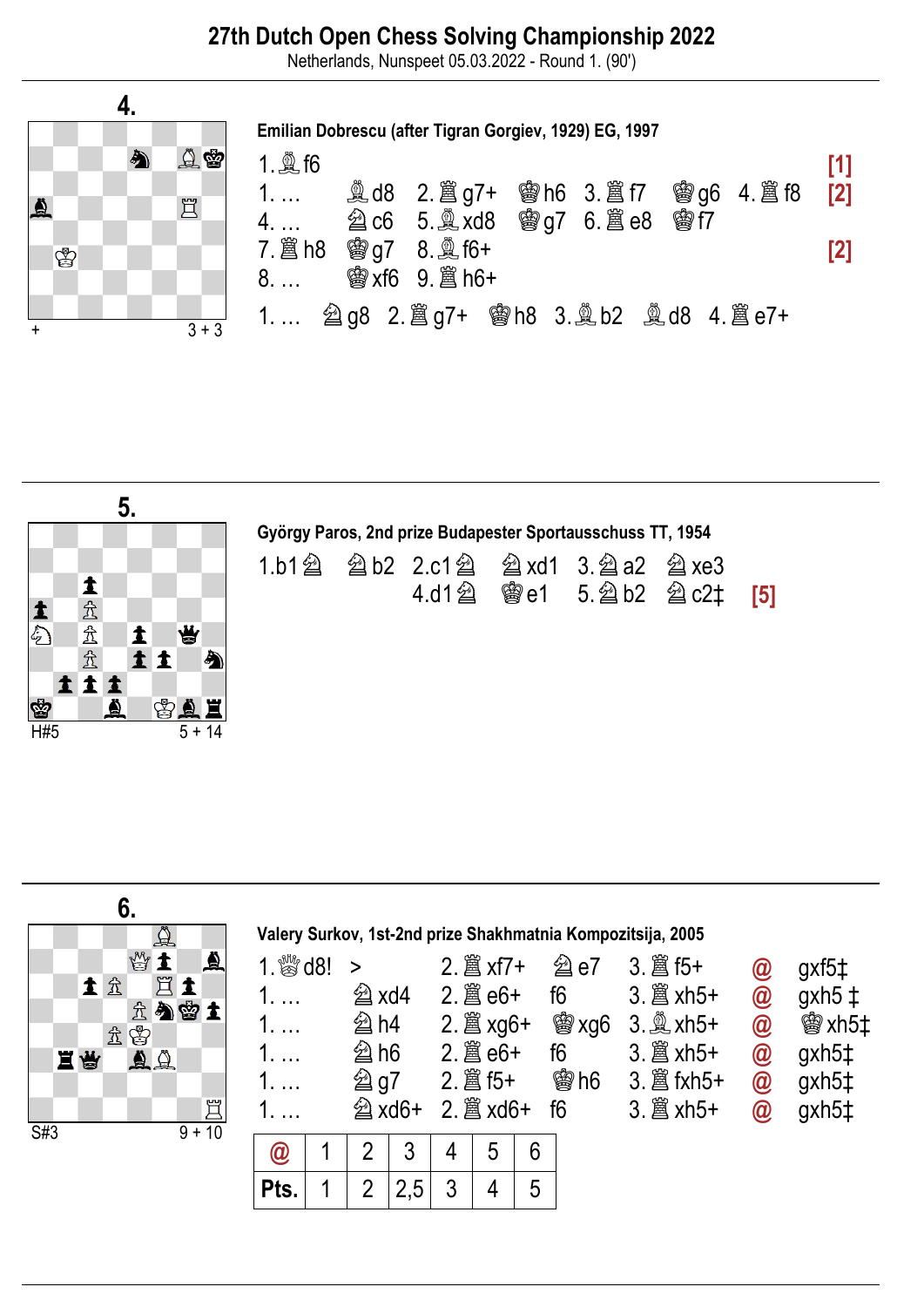# 27th Dutch Open Chess Solving Championship 2022

Netherlands, Nunspeet 05.03.2022 - Round 1. (90')

## 4.

+ 3 + 3

**Emilian Dobrescu (after Tigran Gorgiev, 1929) EG, 1997**

1.♗f6 [1]

1. … ♗d8 2.♖g7+ ♔h6 3.♖f7 ♔g6 4.♖f8 [2]

4. … ♘c6 5.♗xd8 ♔g7 6.♖e8 ♔f7

7.♖h8 ♔g7 8.♗f6+ [2]

8. … ♔xf6 9.♖h6+

1. … ♘g8 2.♖g7+ ♔h8 3.♗b2 ♗d8 4.♖e7+

## 5.

H#5 5 + 14

**György Paros, 2nd prize Budapester Sportausschuss TT, 1954**

1.b1♘ ♘b2 2.c1♘ ♘xd1 3.♘a2 ♘xe3 4.d1♘ ♔e1 5.♘b2 ♘c2‡ [5]

## 6.

S#3 9 + 10

**Valery Surkov, 1st-2nd prize Shakhmatnia Kompozitsija, 2005**

1.♕d8! > 2.♖xf7+ ♘e7 3.♖f5+ @ gxf5‡

1. … ♘xd4 2.♖e6+ f6 3.♖xh5+ @ gxh5 ‡

1. … ♘h4 2.♖xg6+ ♔xg6 3.♗xh5+ @ ♔xh5‡

1. … ♘h6 2.♖e6+ f6 3.♖xh5+ @ gxh5‡

1. … ♘g7 2.♖f5+ ♔h6 3.♖fxh5+ @ gxh5‡

1. … ♘xd6+ 2.♖xd6+ f6 3.♖xh5+ @ gxh5‡

| @ | 1 | 2 | 3 | 4 | 5 | 6 |
|---|---|---|---|---|---|---|
| Pts. | 1 | 2 | 2,5 | 3 | 4 | 5 |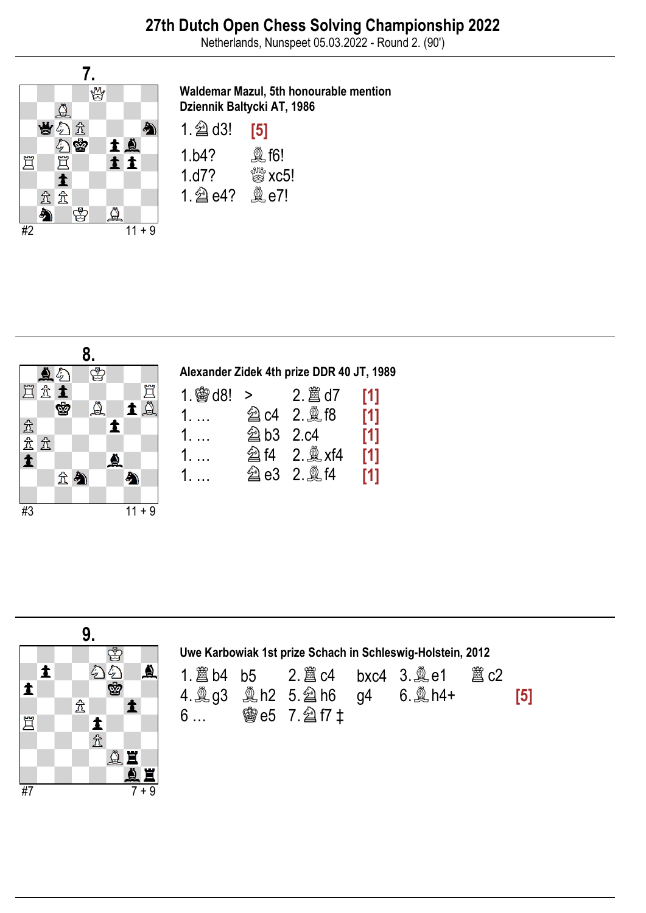# 27th Dutch Open Chess Solving Championship 2022

Netherlands, Nunspeet 05.03.2022 - Round 2. (90')

## 7.

#2 11 + 9

**Waldemar Mazul, 5th honourable mention**
**Dziennik Baltycki AT, 1986**

1.♘d3! **[5]**

| | |
|---|---|
| 1.b4? | ♗f6! |
| 1.d7? | ♕xc5! |
| 1.♘e4? | ♗e7! |

## 8.

#3 11 + 9

**Alexander Zidek 4th prize DDR 40 JT, 1989**

| | | | |
|---|---|---|---|
| 1.♔d8! | > | 2.♖d7 | [1] |
| 1. … | ♘c4 | 2.♗f8 | [1] |
| 1. … | ♘b3 | 2.c4 | [1] |
| 1. … | ♘f4 | 2.♗xf4 | [1] |
| 1. … | ♘e3 | 2.♗f4 | [1] |

## 9.

#7 7 + 9

**Uwe Karbowiak 1st prize Schach in Schleswig-Holstein, 2012**

1.♖b4 b5 2.♖c4 bxc4 3.♗e1 ♖c2
4.♗g3 ♗h2 5.♘h6 g4 6.♗h4+ **[5]**
6 … ♔e5 7.♘f7 ‡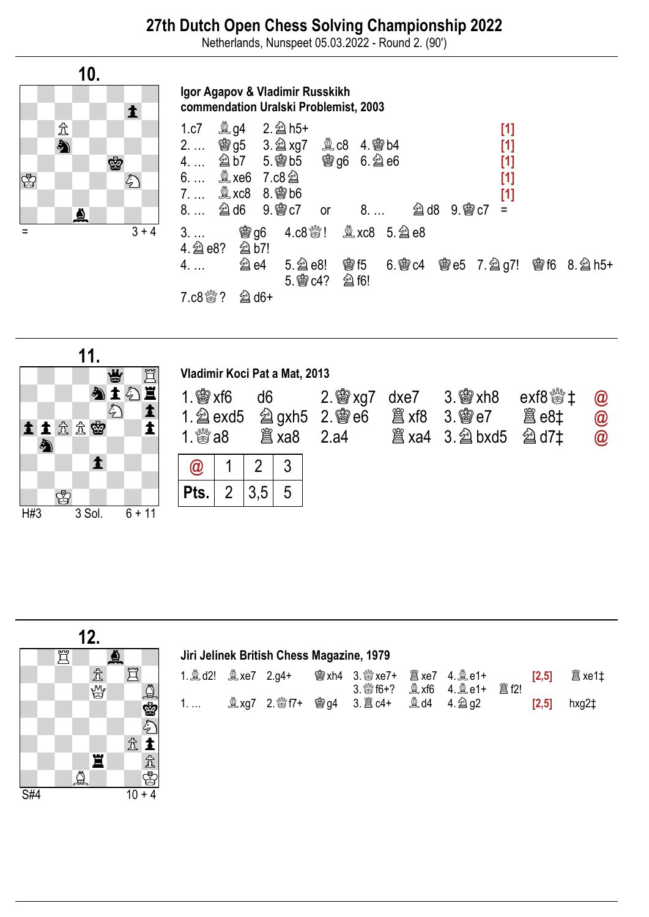# 27th Dutch Open Chess Solving Championship 2022

Netherlands, Nunspeet 05.03.2022 - Round 2. (90')

## 10.

=    3 + 4

**Igor Agapov & Vladimir Russkikh**
**commendation Uralski Problemist, 2003**

1.c7 ♗g4 2.♘h5+ [1]
2. … ♔g5 3.♘xg7 ♗c8 4.♔b4 [1]
4. … ♘b7 5.♔b5 ♔g6 6.♘e6 [1]
6. … ♗xe6 7.c8♘ [1]
7. … ♗xc8 8.♔b6 [1]
8. … ♘d6 9.♔c7 or 8. … ♘d8 9.♔c7 =

3. … ♔g6 4.c8♕! ♗xc8 5.♘e8
4.♘e8? ♘b7!
4. … ♘e4 5.♘e8! ♔f5 6.♔c4 ♔e5 7.♘g7! ♔f6 8.♘h5+
5.♔c4? ♘f6!
7.c8♕? ♘d6+

## 11.

H#3    3 Sol.    6 + 11

**Vladimir Koci Pat a Mat, 2013**

1.♔xf6 d6 2.♔xg7 dxe7 3.♔xh8 exf8♕‡ @
1.♘exd5 ♘gxh5 2.♔e6 ♖xf8 3.♔e7 ♖e8‡ @
1.♕a8 ♖xa8 2.a4 ♖xa4 3.♘bxd5 ♘d7‡ @

| @ | 1 | 2 | 3 |
|---|---|---|---|
| Pts. | 2 | 3,5 | 5 |

## 12.

S#4    10 + 4

**Jiri Jelinek British Chess Magazine, 1979**

1.♗d2! ♗xe7 2.g4+ ♔xh4 3.♕xe7+ ♖xe7 4.♗e1+ [2,5] ♖xe1‡
3.♕f6+? ♗xf6 4.♗e1+ ♖f2!
1. … ♗xg7 2.♕f7+ ♔g4 3.♖c4+ ♗d4 4.♘g2 [2,5] hxg2‡